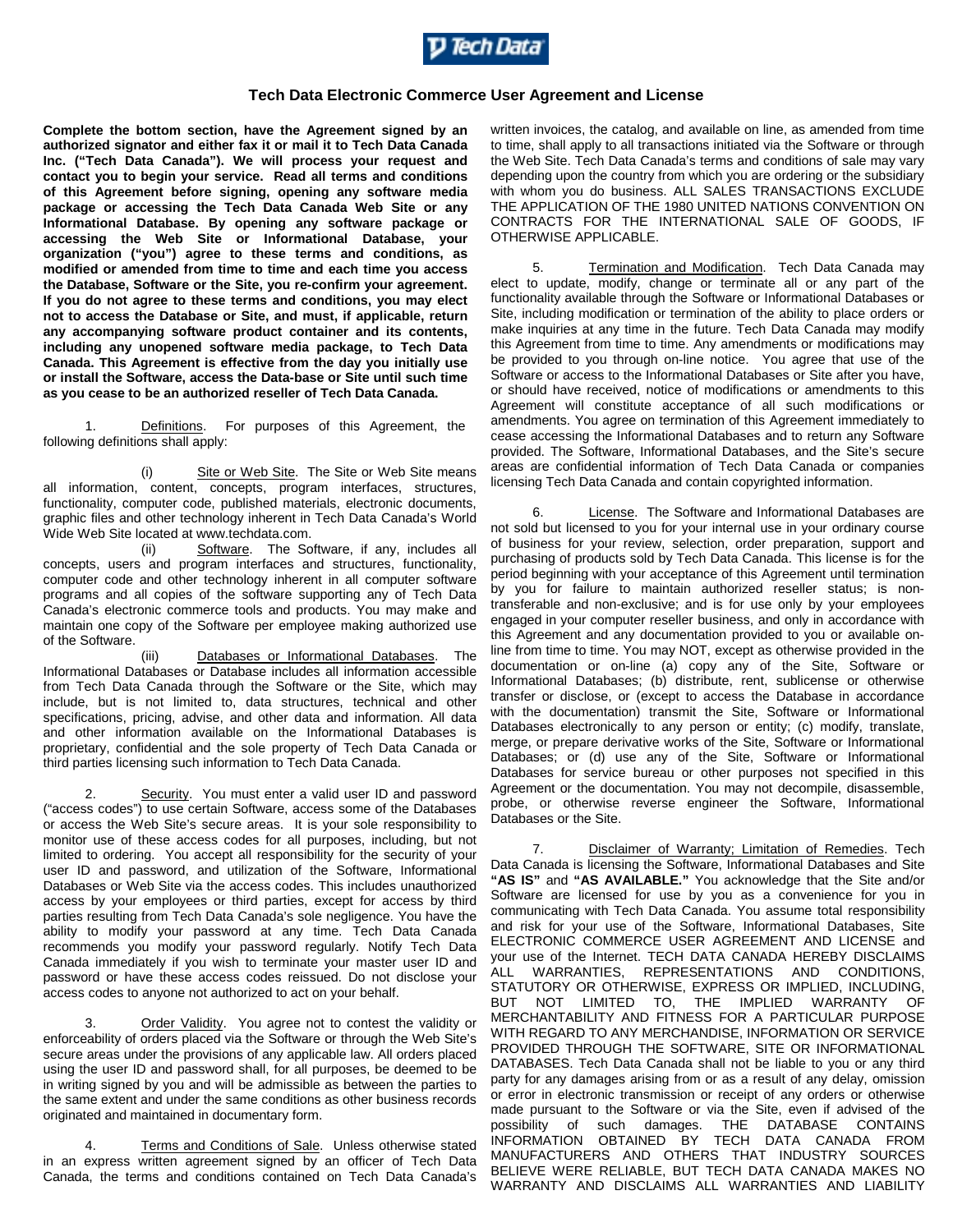# Tech Data Electronic Commerce User Agreement and License

**Complete the bottom section, have the Agreement signed by an authorized signator and either fax it or mail it to Tech Data Canada Inc. ("Tech Data Canada"). We will process your request and contact you to begin your service. Read all terms and conditions of this Agreement before signing, opening any software media package or accessing the Tech Data Canada Web Site or any Informational Database. By opening any software package or accessing the Web Site or Informational Database, your organization ("you") agree to these terms and conditions, as modified or amended from time to time and each time you access the Database, Software or the Site, you re-confirm your agreement. If you do not agree to these terms and conditions, you may elect not to access the Database or Site, and must, if applicable, return any accompanying software product container and its contents, including any unopened software media package, to Tech Data Canada. This Agreement is effective from the day you initially use or install the Software, access the Data-base or Site until such time as you cease to be an authorized reseller of Tech Data Canada.**

1. Definitions. For purposes of this Agreement, the following definitions shall apply:

(i) Site or Web Site. The Site or Web Site means all information, content, concepts, program interfaces, structures, functionality, computer code, published materials, electronic documents, graphic files and other technology inherent in Tech Data Canada's World Wide Web Site located at www.techdata.com.

(ii) Software. The Software, if any, includes all concepts, users and program interfaces and structures, functionality, computer code and other technology inherent in all computer software programs and all copies of the software supporting any of Tech Data Canada's electronic commerce tools and products. You may make and maintain one copy of the Software per employee making authorized use of the Software.

(iii) Databases or Informational Databases. The Informational Databases or Database includes all information accessible from Tech Data Canada through the Software or the Site, which may include, but is not limited to, data structures, technical and other specifications, pricing, advise, and other data and information. All data and other information available on the Informational Databases is proprietary, confidential and the sole property of Tech Data Canada or third parties licensing such information to Tech Data Canada.

2. Security. You must enter a valid user ID and password ("access codes") to use certain Software, access some of the Databases or access the Web Site's secure areas. It is your sole responsibility to monitor use of these access codes for all purposes, including, but not limited to ordering. You accept all responsibility for the security of your user ID and password, and utilization of the Software, Informational Databases or Web Site via the access codes. This includes unauthorized access by your employees or third parties, except for access by third parties resulting from Tech Data Canada's sole negligence. You have the ability to modify your password at any time. Tech Data Canada recommends you modify your password regularly. Notify Tech Data Canada immediately if you wish to terminate your master user ID and password or have these access codes reissued. Do not disclose your access codes to anyone not authorized to act on your behalf.

3. Order Validity. You agree not to contest the validity or enforceability of orders placed via the Software or through the Web Site's secure areas under the provisions of any applicable law. All orders placed using the user ID and password shall, for all purposes, be deemed to be in writing signed by you and will be admissible as between the parties to the same extent and under the same conditions as other business records originated and maintained in documentary form.

4. Terms and Conditions of Sale. Unless otherwise stated in an express written agreement signed by an officer of Tech Data Canada, the terms and conditions contained on Tech Data Canada's written invoices, the catalog, and available on line, as amended from time to time, shall apply to all transactions initiated via the Software or through the Web Site. Tech Data Canada's terms and conditions of sale may vary depending upon the country from which you are ordering or the subsidiary with whom you do business. ALL SALES TRANSACTIONS EXCLUDE THE APPLICATION OF THE 1980 UNITED NATIONS CONVENTION ON CONTRACTS FOR THE INTERNATIONAL SALE OF GOODS, IF OTHERWISE APPLICABLE.

5. Termination and Modification. Tech Data Canada may elect to update, modify, change or terminate all or any part of the functionality available through the Software or Informational Databases or Site, including modification or termination of the ability to place orders or make inquiries at any time in the future. Tech Data Canada may modify this Agreement from time to time. Any amendments or modifications may be provided to you through on-line notice. You agree that use of the Software or access to the Informational Databases or Site after you have, or should have received, notice of modifications or amendments to this Agreement will constitute acceptance of all such modifications or amendments. You agree on termination of this Agreement immediately to cease accessing the Informational Databases and to return any Software provided. The Software, Informational Databases, and the Site's secure areas are confidential information of Tech Data Canada or companies licensing Tech Data Canada and contain copyrighted information.

6. License. The Software and Informational Databases are not sold but licensed to you for your internal use in your ordinary course of business for your review, selection, order preparation, support and purchasing of products sold by Tech Data Canada. This license is for the period beginning with your acceptance of this Agreement until termination by you for failure to maintain authorized reseller status; is non-transferable and non-exclusive; and is for use only by your employees engaged in your computer reseller business, and only in accordance with this Agreement and any documentation provided to you or available on-line from time to time. You may NOT, except as otherwise provided in the documentation or on-line (a) copy any of the Site, Software or Informational Databases; (b) distribute, rent, sublicense or otherwise transfer or disclose, or (except to access the Database in accordance with the documentation) transmit the Site, Software or Informational Databases electronically to any person or entity; (c) modify, translate, merge, or prepare derivative works of the Site, Software or Informational Databases; or (d) use any of the Site, Software or Informational Databases for service bureau or other purposes not specified in this Agreement or the documentation. You may not decompile, disassemble, probe, or otherwise reverse engineer the Software, Informational Databases or the Site.

7. Disclaimer of Warranty; Limitation of Remedies. Tech Data Canada is licensing the Software, Informational Databases and Site **"AS IS"** and **"AS AVAILABLE."** You acknowledge that the Site and/or Software are licensed for use by you as a convenience for you in communicating with Tech Data Canada. You assume total responsibility and risk for your use of the Software, Informational Databases, Site ELECTRONIC COMMERCE USER AGREEMENT AND LICENSE and your use of the Internet. TECH DATA CANADA HEREBY DISCLAIMS ALL WARRANTIES, REPRESENTATIONS AND CONDITIONS, STATUTORY OR OTHERWISE, EXPRESS OR IMPLIED, INCLUDING, BUT NOT LIMITED TO, THE IMPLIED WARRANTY OF MERCHANTABILITY AND FITNESS FOR A PARTICULAR PURPOSE WITH REGARD TO ANY MERCHANDISE, INFORMATION OR SERVICE PROVIDED THROUGH THE SOFTWARE, SITE OR INFORMATIONAL DATABASES. Tech Data Canada shall not be liable to you or any third party for any damages arising from or as a result of any delay, omission or error in electronic transmission or receipt of any orders or otherwise made pursuant to the Software or via the Site, even if advised of the possibility of such damages. THE DATABASE CONTAINS INFORMATION OBTAINED BY TECH DATA CANADA FROM MANUFACTURERS AND OTHERS THAT INDUSTRY SOURCES BELIEVE WERE RELIABLE, BUT TECH DATA CANADA MAKES NO WARRANTY AND DISCLAIMS ALL WARRANTIES AND LIABILITY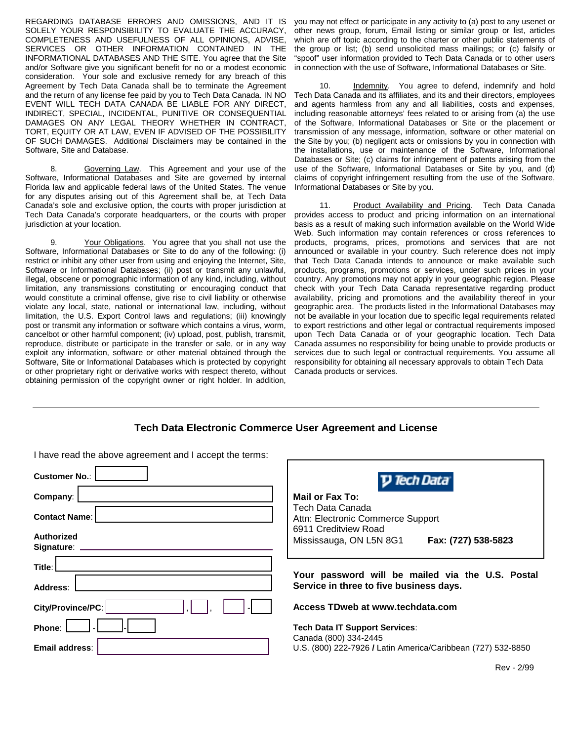REGARDING DATABASE ERRORS AND OMISSIONS, AND IT IS SOLELY YOUR RESPONSIBILITY TO EVALUATE THE ACCURACY, COMPLETENESS AND USEFULNESS OF ALL OPINIONS, ADVISE, SERVICES OR OTHER INFORMATION CONTAINED IN THE INFORMATIONAL DATABASES AND THE SITE. You agree that the Site and/or Software give you significant benefit for no or a modest economic consideration. Your sole and exclusive remedy for any breach of this Agreement by Tech Data Canada shall be to terminate the Agreement and the return of any license fee paid by you to Tech Data Canada. IN NO EVENT WILL TECH DATA CANADA BE LIABLE FOR ANY DIRECT, INDIRECT, SPECIAL, INCIDENTAL, PUNITIVE OR CONSEQUENTIAL DAMAGES ON ANY LEGAL THEORY WHETHER IN CONTRACT, TORT, EQUITY OR AT LAW, EVEN IF ADVISED OF THE POSSIBILITY OF SUCH DAMAGES. Additional Disclaimers may be contained in the Software, Site and Database.

8. Governing Law. This Agreement and your use of the Software, Informational Databases and Site are governed by internal Florida law and applicable federal laws of the United States. The venue for any disputes arising out of this Agreement shall be, at Tech Data Canada's sole and exclusive option, the courts with proper jurisdiction at Tech Data Canada's corporate headquarters, or the courts with proper jurisdiction at your location.

9. Your Obligations. You agree that you shall not use the Software, Informational Databases or Site to do any of the following: (i) restrict or inhibit any other user from using and enjoying the Internet, Site, Software or Informational Databases; (ii) post or transmit any unlawful, illegal, obscene or pornographic information of any kind, including, without limitation, any transmissions constituting or encouraging conduct that would constitute a criminal offense, give rise to civil liability or otherwise violate any local, state, national or international law, including, without limitation, the U.S. Export Control laws and regulations; (iii) knowingly post or transmit any information or software which contains a virus, worm, cancelbot or other harmful component; (iv) upload, post, publish, transmit, reproduce, distribute or participate in the transfer or sale, or in any way exploit any information, software or other material obtained through the Software, Site or Informational Databases which is protected by copyright or other proprietary right or derivative works with respect thereto, without obtaining permission of the copyright owner or right holder. In addition, you may not effect or participate in any activity to (a) post to any usenet or other news group, forum, Email listing or similar group or list, articles which are off topic according to the charter or other public statements of the group or list; (b) send unsolicited mass mailings; or (c) falsify or "spoof" user information provided to Tech Data Canada or to other users in connection with the use of Software, Informational Databases or Site.

10. Indemnity. You agree to defend, indemnify and hold Tech Data Canada and its affiliates, and its and their directors, employees and agents harmless from any and all liabilities, costs and expenses, including reasonable attorneys' fees related to or arising from (a) the use of the Software, Informational Databases or Site or the placement or transmission of any message, information, software or other material on the Site by you; (b) negligent acts or omissions by you in connection with the installations, use or maintenance of the Software, Informational Databases or Site; (c) claims for infringement of patents arising from the use of the Software, Informational Databases or Site by you, and (d) claims of copyright infringement resulting from the use of the Software, Informational Databases or Site by you.

11. Product Availability and Pricing. Tech Data Canada provides access to product and pricing information on an international basis as a result of making such information available on the World Wide Web. Such information may contain references or cross references to products, programs, prices, promotions and services that are not announced or available in your country. Such reference does not imply that Tech Data Canada intends to announce or make available such products, programs, promotions or services, under such prices in your country. Any promotions may not apply in your geographic region. Please check with your Tech Data Canada representative regarding product availability, pricing and promotions and the availability thereof in your geographic area. The products listed in the Informational Databases may not be available in your location due to specific legal requirements related to export restrictions and other legal or contractual requirements imposed upon Tech Data Canada or of your geographic location. Tech Data Canada assumes no responsibility for being unable to provide products or services due to such legal or contractual requirements. You assume all responsibility for obtaining all necessary approvals to obtain Tech Data Canada products or services.

---

## Tech Data Electronic Commerce User Agreement and License

I have read the above agreement and I accept the terms:

**Customer No.**: 

**Company**: 

**Contact Name**: 

**Authorized Signature**: 

**Title**: 

**Address**: 

**City/Province/PC**: 

**Phone**: 

**Email address**: 

Tech Data

**Mail or Fax To:**
Tech Data Canada
Attn: Electronic Commerce Support
6911 Creditview Road
Mississauga, ON L5N 8G1 **Fax: (727) 538-5823**

**Your password will be mailed via the U.S. Postal Service in three to five business days.**

**Access TDweb at www.techdata.com**

**Tech Data IT Support Services**:
Canada (800) 334-2445
U.S. (800) 222-7926 **/** Latin America/Caribbean (727) 532-8850

Rev - 2/99